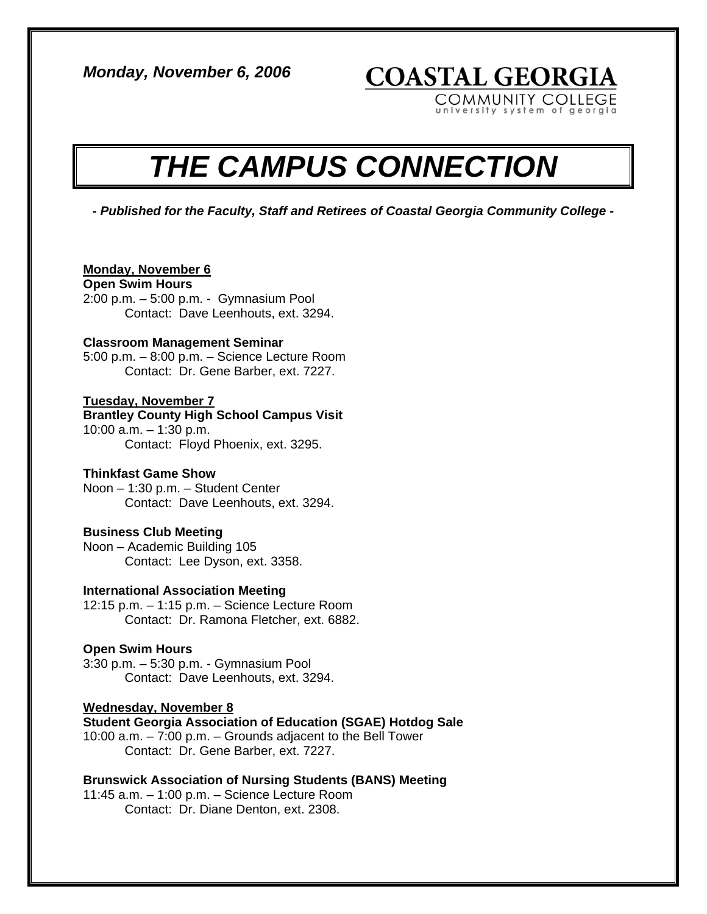*Monday, November 6, 2006*

**COASTAL GEORGIA**
COMMUNITY COLLEGE
university system of georgia

# *THE CAMPUS CONNECTION*

***- Published for the Faculty, Staff and Retirees of Coastal Georgia Community College -***

**Monday, November 6**

**Open Swim Hours**
2:00 p.m. – 5:00 p.m. - Gymnasium Pool
Contact: Dave Leenhouts, ext. 3294.

**Classroom Management Seminar**
5:00 p.m. – 8:00 p.m. – Science Lecture Room
Contact: Dr. Gene Barber, ext. 7227.

**Tuesday, November 7**

**Brantley County High School Campus Visit**
10:00 a.m. – 1:30 p.m.
Contact: Floyd Phoenix, ext. 3295.

**Thinkfast Game Show**
Noon – 1:30 p.m. – Student Center
Contact: Dave Leenhouts, ext. 3294.

**Business Club Meeting**
Noon – Academic Building 105
Contact: Lee Dyson, ext. 3358.

**International Association Meeting**
12:15 p.m. – 1:15 p.m. – Science Lecture Room
Contact: Dr. Ramona Fletcher, ext. 6882.

**Open Swim Hours**
3:30 p.m. – 5:30 p.m. - Gymnasium Pool
Contact: Dave Leenhouts, ext. 3294.

**Wednesday, November 8**

**Student Georgia Association of Education (SGAE) Hotdog Sale**
10:00 a.m. – 7:00 p.m. – Grounds adjacent to the Bell Tower
Contact: Dr. Gene Barber, ext. 7227.

**Brunswick Association of Nursing Students (BANS) Meeting**
11:45 a.m. – 1:00 p.m. – Science Lecture Room
Contact: Dr. Diane Denton, ext. 2308.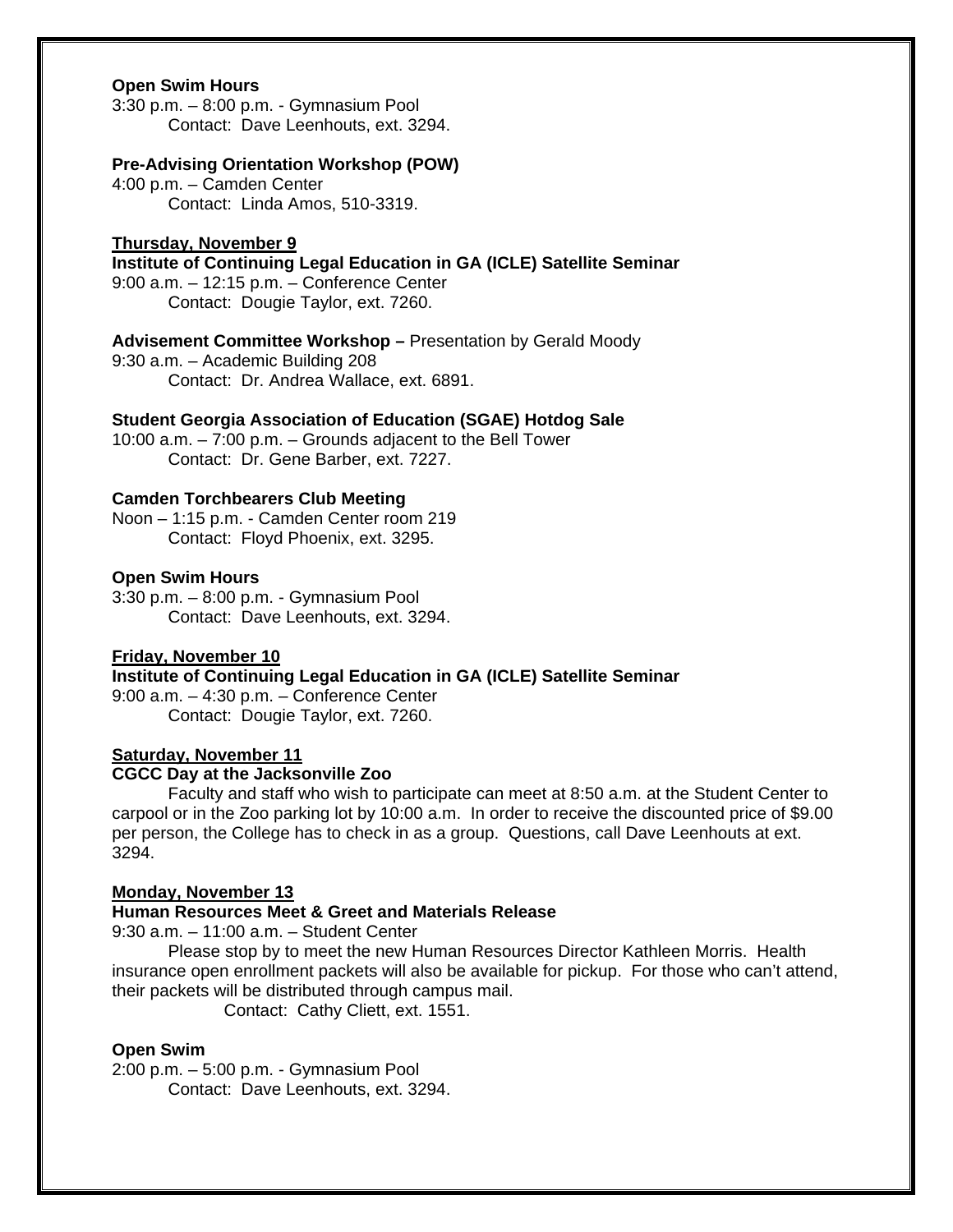**Open Swim Hours**
3:30 p.m. – 8:00 p.m. - Gymnasium Pool
Contact: Dave Leenhouts, ext. 3294.

**Pre-Advising Orientation Workshop (POW)**
4:00 p.m. – Camden Center
Contact: Linda Amos, 510-3319.

**Thursday, November 9**

**Institute of Continuing Legal Education in GA (ICLE) Satellite Seminar**
9:00 a.m. – 12:15 p.m. – Conference Center
Contact: Dougie Taylor, ext. 7260.

**Advisement Committee Workshop –** Presentation by Gerald Moody
9:30 a.m. – Academic Building 208
Contact: Dr. Andrea Wallace, ext. 6891.

**Student Georgia Association of Education (SGAE) Hotdog Sale**
10:00 a.m. – 7:00 p.m. – Grounds adjacent to the Bell Tower
Contact: Dr. Gene Barber, ext. 7227.

**Camden Torchbearers Club Meeting**
Noon – 1:15 p.m. - Camden Center room 219
Contact: Floyd Phoenix, ext. 3295.

**Open Swim Hours**
3:30 p.m. – 8:00 p.m. - Gymnasium Pool
Contact: Dave Leenhouts, ext. 3294.

**Friday, November 10**

**Institute of Continuing Legal Education in GA (ICLE) Satellite Seminar**
9:00 a.m. – 4:30 p.m. – Conference Center
Contact: Dougie Taylor, ext. 7260.

**Saturday, November 11**

**CGCC Day at the Jacksonville Zoo**
Faculty and staff who wish to participate can meet at 8:50 a.m. at the Student Center to carpool or in the Zoo parking lot by 10:00 a.m. In order to receive the discounted price of $9.00 per person, the College has to check in as a group. Questions, call Dave Leenhouts at ext. 3294.

**Monday, November 13**

**Human Resources Meet & Greet and Materials Release**
9:30 a.m. – 11:00 a.m. – Student Center
Please stop by to meet the new Human Resources Director Kathleen Morris. Health insurance open enrollment packets will also be available for pickup. For those who can't attend, their packets will be distributed through campus mail.
Contact: Cathy Cliett, ext. 1551.

**Open Swim**
2:00 p.m. – 5:00 p.m. - Gymnasium Pool
Contact: Dave Leenhouts, ext. 3294.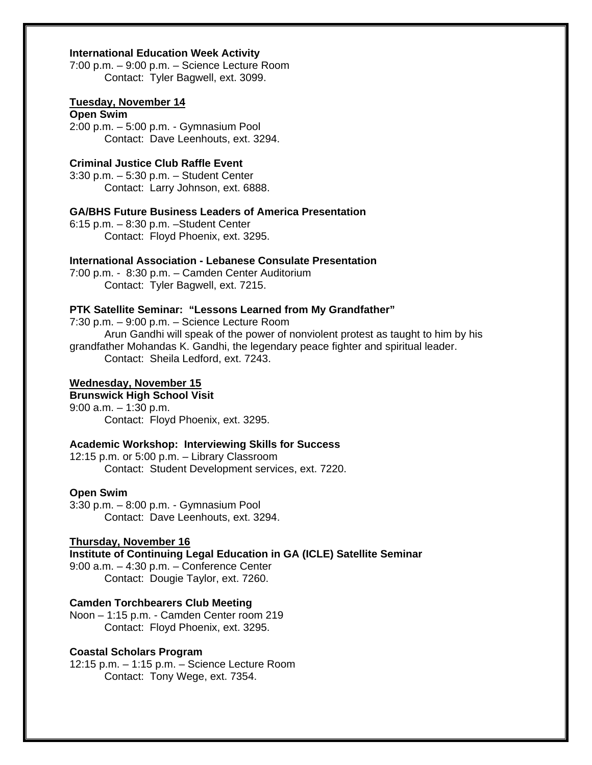**International Education Week Activity**
7:00 p.m. – 9:00 p.m. – Science Lecture Room
Contact: Tyler Bagwell, ext. 3099.

**<u>Tuesday, November 14</u>**

**Open Swim**
2:00 p.m. – 5:00 p.m. - Gymnasium Pool
Contact: Dave Leenhouts, ext. 3294.

**Criminal Justice Club Raffle Event**
3:30 p.m. – 5:30 p.m. – Student Center
Contact: Larry Johnson, ext. 6888.

**GA/BHS Future Business Leaders of America Presentation**
6:15 p.m. – 8:30 p.m. –Student Center
Contact: Floyd Phoenix, ext. 3295.

**International Association - Lebanese Consulate Presentation**
7:00 p.m. - 8:30 p.m. – Camden Center Auditorium
Contact: Tyler Bagwell, ext. 7215.

**PTK Satellite Seminar: "Lessons Learned from My Grandfather"**
7:30 p.m. – 9:00 p.m. – Science Lecture Room
Arun Gandhi will speak of the power of nonviolent protest as taught to him by his grandfather Mohandas K. Gandhi, the legendary peace fighter and spiritual leader.
Contact: Sheila Ledford, ext. 7243.

**<u>Wednesday, November 15</u>**

**Brunswick High School Visit**
9:00 a.m. – 1:30 p.m.
Contact: Floyd Phoenix, ext. 3295.

**Academic Workshop: Interviewing Skills for Success**
12:15 p.m. or 5:00 p.m. – Library Classroom
Contact: Student Development services, ext. 7220.

**Open Swim**
3:30 p.m. – 8:00 p.m. - Gymnasium Pool
Contact: Dave Leenhouts, ext. 3294.

**<u>Thursday, November 16</u>**

**Institute of Continuing Legal Education in GA (ICLE) Satellite Seminar**
9:00 a.m. – 4:30 p.m. – Conference Center
Contact: Dougie Taylor, ext. 7260.

**Camden Torchbearers Club Meeting**
Noon – 1:15 p.m. - Camden Center room 219
Contact: Floyd Phoenix, ext. 3295.

**Coastal Scholars Program**
12:15 p.m. – 1:15 p.m. – Science Lecture Room
Contact: Tony Wege, ext. 7354.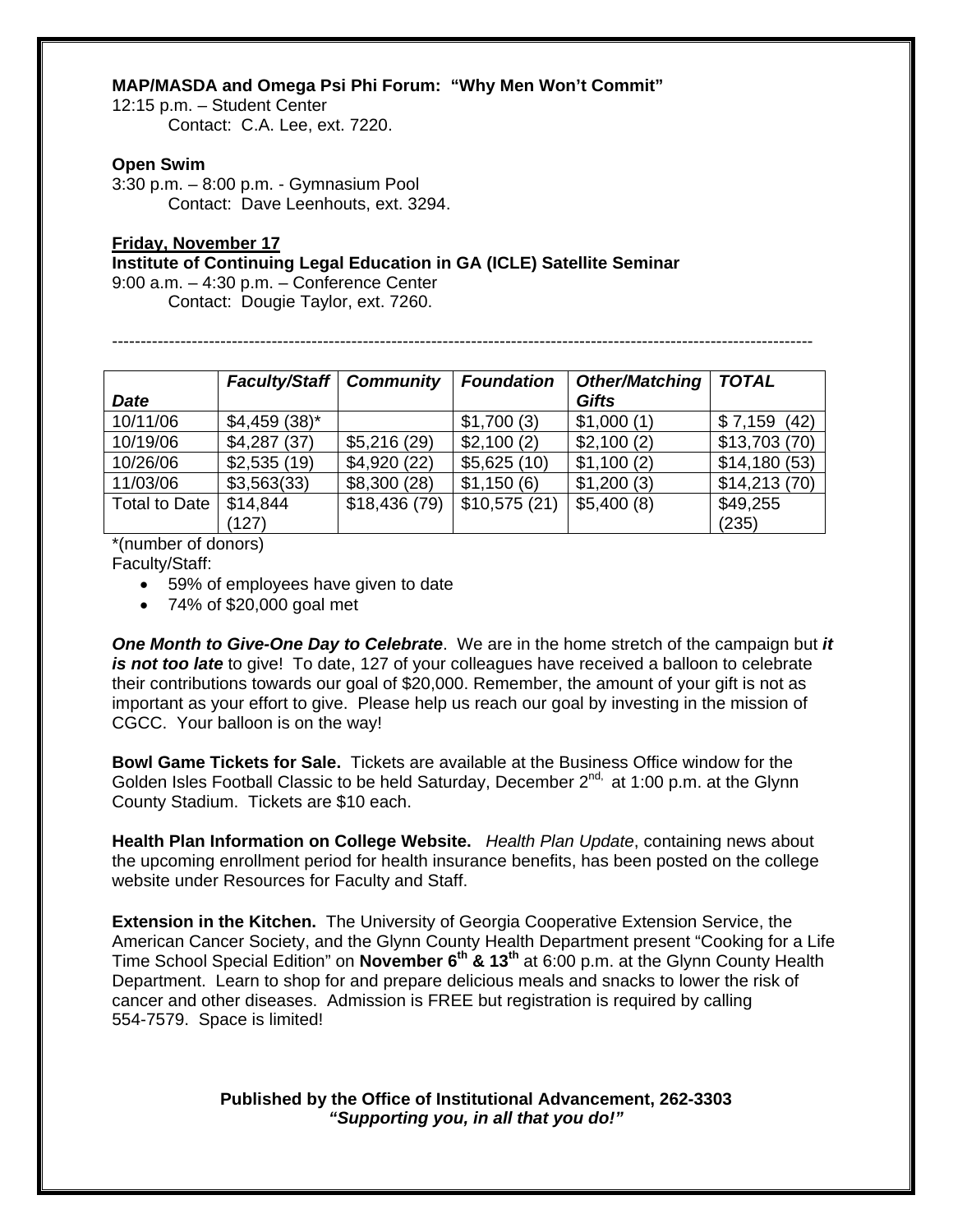**MAP/MASDA and Omega Psi Phi Forum: "Why Men Won't Commit"**
12:15 p.m. – Student Center
Contact: C.A. Lee, ext. 7220.

**Open Swim**
3:30 p.m. – 8:00 p.m. - Gymnasium Pool
Contact: Dave Leenhouts, ext. 3294.

**Friday, November 17**

**Institute of Continuing Legal Education in GA (ICLE) Satellite Seminar**
9:00 a.m. – 4:30 p.m. – Conference Center
Contact: Dougie Taylor, ext. 7260.

---

| *Date* | *Faculty/Staff* | *Community* | *Foundation* | *Other/Matching Gifts* | *TOTAL* |
|---|---|---|---|---|---|
| 10/11/06 | $4,459 (38)* | | $1,700 (3) | $1,000 (1) | $ 7,159 (42) |
| 10/19/06 | $4,287 (37) | $5,216 (29) | $2,100 (2) | $2,100 (2) | $13,703 (70) |
| 10/26/06 | $2,535 (19) | $4,920 (22) | $5,625 (10) | $1,100 (2) | $14,180 (53) |
| 11/03/06 | $3,563(33) | $8,300 (28) | $1,150 (6) | $1,200 (3) | $14,213 (70) |
| Total to Date | $14,844 (127) | $18,436 (79) | $10,575 (21) | $5,400 (8) | $49,255 (235) |

*(number of donors)

Faculty/Staff:

- 59% of employees have given to date
- 74% of $20,000 goal met

***One Month to Give-One Day to Celebrate***. We are in the home stretch of the campaign but ***it is not too late*** to give! To date, 127 of your colleagues have received a balloon to celebrate their contributions towards our goal of $20,000. Remember, the amount of your gift is not as important as your effort to give. Please help us reach our goal by investing in the mission of CGCC. Your balloon is on the way!

**Bowl Game Tickets for Sale.** Tickets are available at the Business Office window for the Golden Isles Football Classic to be held Saturday, December 2nd, at 1:00 p.m. at the Glynn County Stadium. Tickets are $10 each.

**Health Plan Information on College Website.** *Health Plan Update*, containing news about the upcoming enrollment period for health insurance benefits, has been posted on the college website under Resources for Faculty and Staff.

**Extension in the Kitchen.** The University of Georgia Cooperative Extension Service, the American Cancer Society, and the Glynn County Health Department present "Cooking for a Life Time School Special Edition" on **November 6th & 13th** at 6:00 p.m. at the Glynn County Health Department. Learn to shop for and prepare delicious meals and snacks to lower the risk of cancer and other diseases. Admission is FREE but registration is required by calling 554-7579. Space is limited!

**Published by the Office of Institutional Advancement, 262-3303**
***"Supporting you, in all that you do!"***